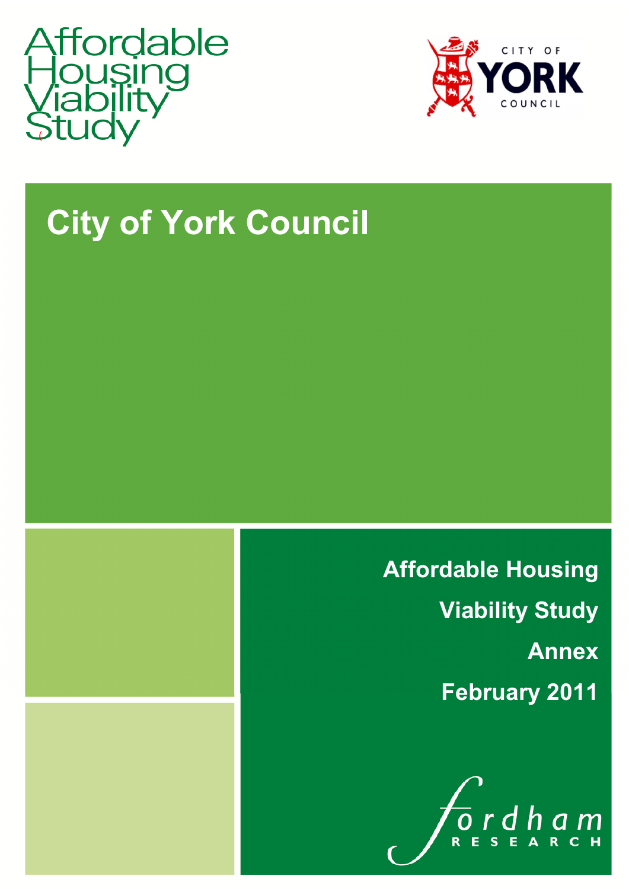# Affordable Housing Viability Study

CITY OF YORK COUNCIL

## City of York Council

**Affordable Housing**

**Viability Study**

**Annex**

**February 2011**

fordham RESEARCH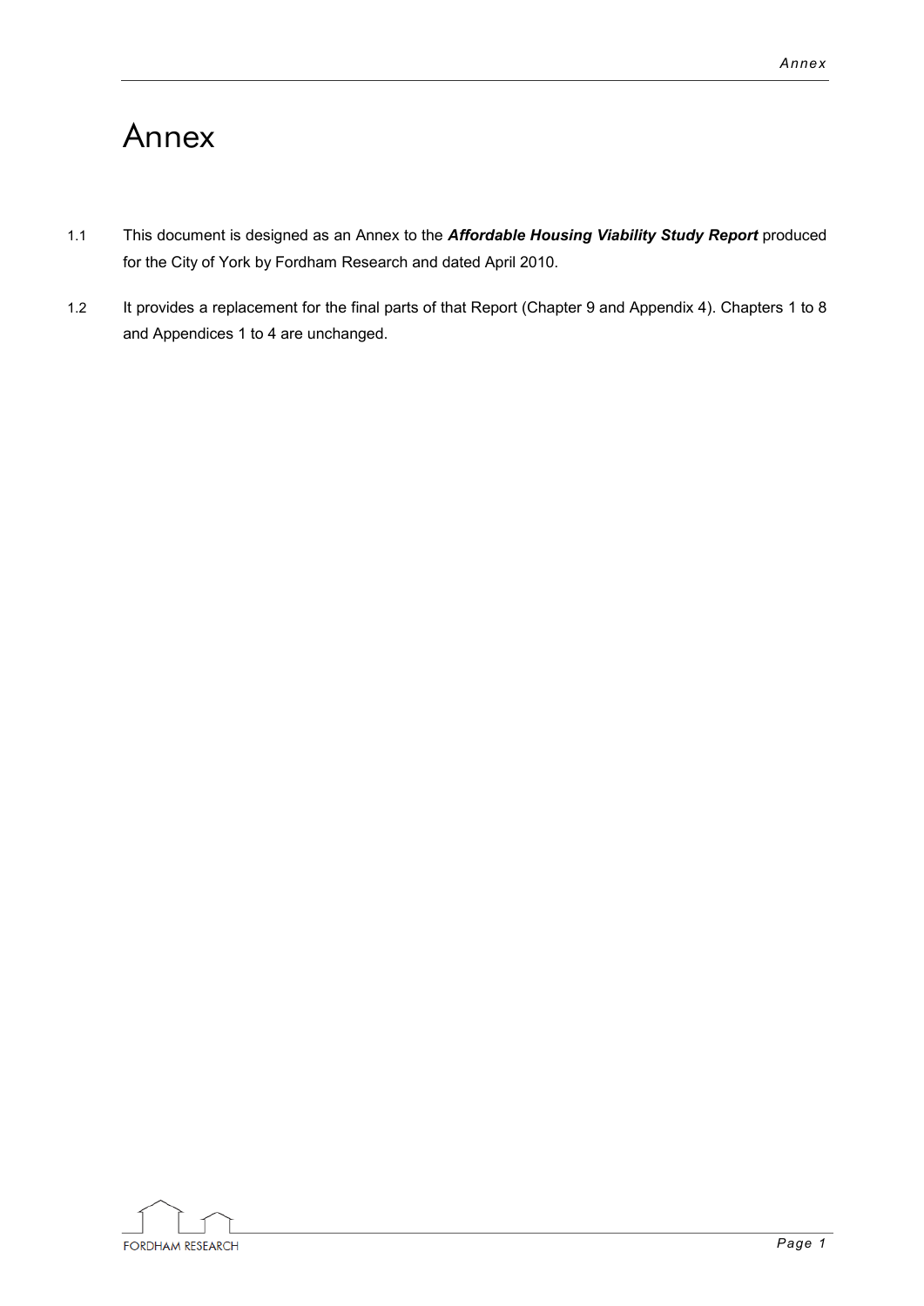# Annex

1.1 This document is designed as an Annex to the ***Affordable Housing Viability Study Report*** produced for the City of York by Fordham Research and dated April 2010.

1.2 It provides a replacement for the final parts of that Report (Chapter 9 and Appendix 4). Chapters 1 to 8 and Appendices 1 to 4 are unchanged.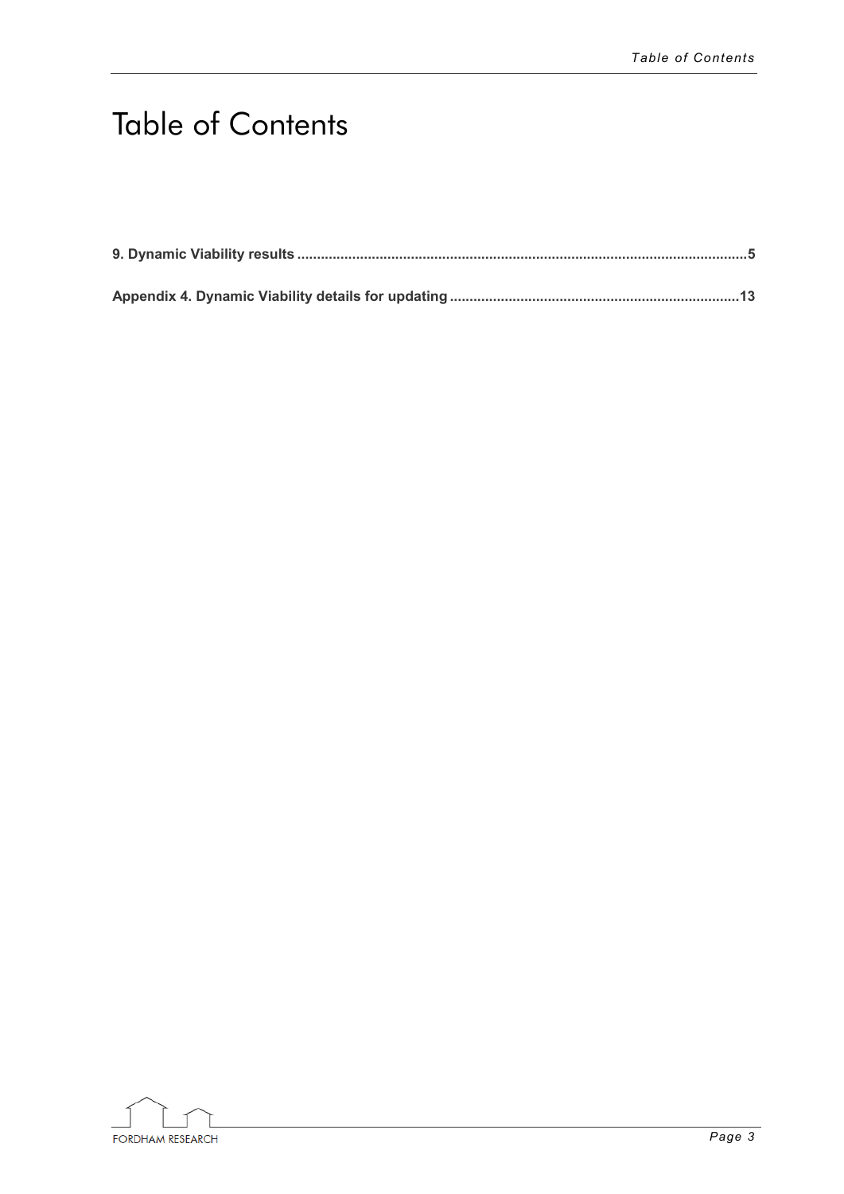# Table of Contents

**9. Dynamic Viability results ..................................................................................................................5**

**Appendix 4. Dynamic Viability details for updating ........................................................................13**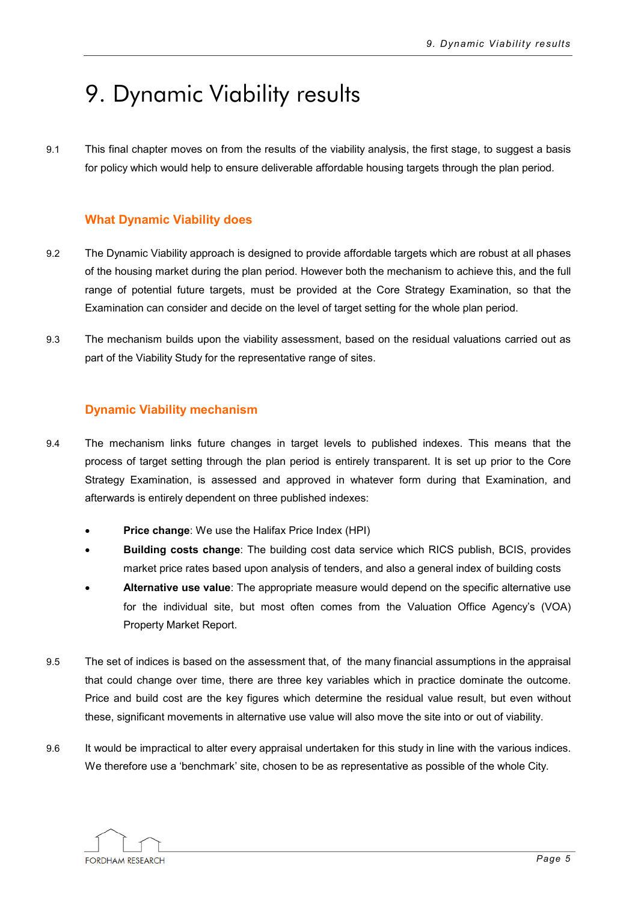# 9. Dynamic Viability results

9.1 This final chapter moves on from the results of the viability analysis, the first stage, to suggest a basis for policy which would help to ensure deliverable affordable housing targets through the plan period.

## What Dynamic Viability does

9.2 The Dynamic Viability approach is designed to provide affordable targets which are robust at all phases of the housing market during the plan period. However both the mechanism to achieve this, and the full range of potential future targets, must be provided at the Core Strategy Examination, so that the Examination can consider and decide on the level of target setting for the whole plan period.

9.3 The mechanism builds upon the viability assessment, based on the residual valuations carried out as part of the Viability Study for the representative range of sites.

## Dynamic Viability mechanism

9.4 The mechanism links future changes in target levels to published indexes. This means that the process of target setting through the plan period is entirely transparent. It is set up prior to the Core Strategy Examination, is assessed and approved in whatever form during that Examination, and afterwards is entirely dependent on three published indexes:

- **Price change**: We use the Halifax Price Index (HPI)
- **Building costs change**: The building cost data service which RICS publish, BCIS, provides market price rates based upon analysis of tenders, and also a general index of building costs
- **Alternative use value**: The appropriate measure would depend on the specific alternative use for the individual site, but most often comes from the Valuation Office Agency's (VOA) Property Market Report.

9.5 The set of indices is based on the assessment that, of the many financial assumptions in the appraisal that could change over time, there are three key variables which in practice dominate the outcome. Price and build cost are the key figures which determine the residual value result, but even without these, significant movements in alternative use value will also move the site into or out of viability.

9.6 It would be impractical to alter every appraisal undertaken for this study in line with the various indices. We therefore use a 'benchmark' site, chosen to be as representative as possible of the whole City.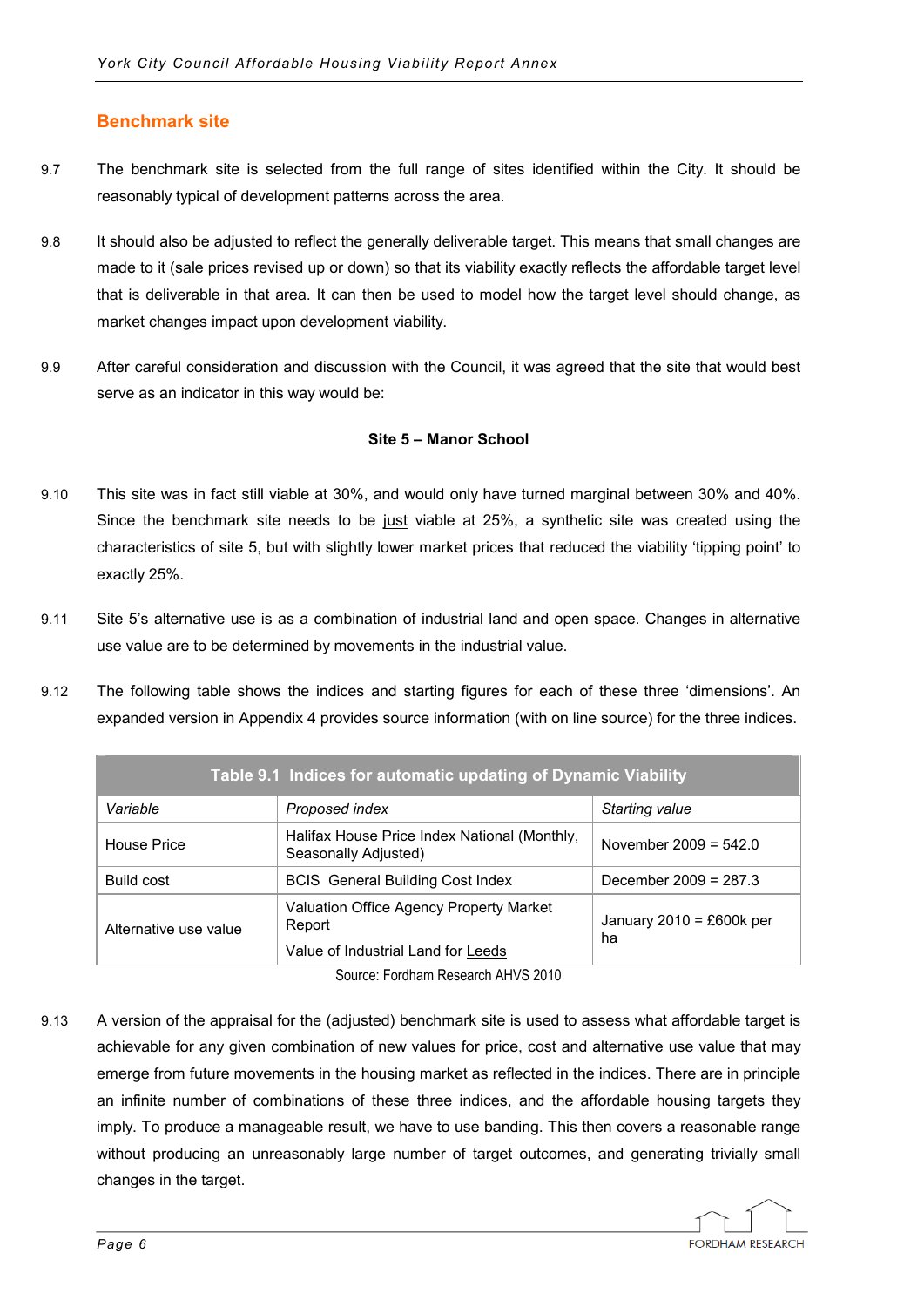## Benchmark site

9.7 The benchmark site is selected from the full range of sites identified within the City. It should be reasonably typical of development patterns across the area.

9.8 It should also be adjusted to reflect the generally deliverable target. This means that small changes are made to it (sale prices revised up or down) so that its viability exactly reflects the affordable target level that is deliverable in that area. It can then be used to model how the target level should change, as market changes impact upon development viability.

9.9 After careful consideration and discussion with the Council, it was agreed that the site that would best serve as an indicator in this way would be:

**Site 5 – Manor School**

9.10 This site was in fact still viable at 30%, and would only have turned marginal between 30% and 40%. Since the benchmark site needs to be just viable at 25%, a synthetic site was created using the characteristics of site 5, but with slightly lower market prices that reduced the viability 'tipping point' to exactly 25%.

9.11 Site 5's alternative use is as a combination of industrial land and open space. Changes in alternative use value are to be determined by movements in the industrial value.

9.12 The following table shows the indices and starting figures for each of these three 'dimensions'. An expanded version in Appendix 4 provides source information (with on line source) for the three indices.

**Table 9.1 Indices for automatic updating of Dynamic Viability**

| *Variable* | *Proposed index* | *Starting value* |
|---|---|---|
| House Price | Halifax House Price Index National (Monthly, Seasonally Adjusted) | November 2009 = 542.0 |
| Build cost | BCIS General Building Cost Index | December 2009 = 287.3 |
| Alternative use value | Valuation Office Agency Property Market Report<br>Value of Industrial Land for Leeds | January 2010 = £600k per ha |

Source: Fordham Research AHVS 2010

9.13 A version of the appraisal for the (adjusted) benchmark site is used to assess what affordable target is achievable for any given combination of new values for price, cost and alternative use value that may emerge from future movements in the housing market as reflected in the indices. There are in principle an infinite number of combinations of these three indices, and the affordable housing targets they imply. To produce a manageable result, we have to use banding. This then covers a reasonable range without producing an unreasonably large number of target outcomes, and generating trivially small changes in the target.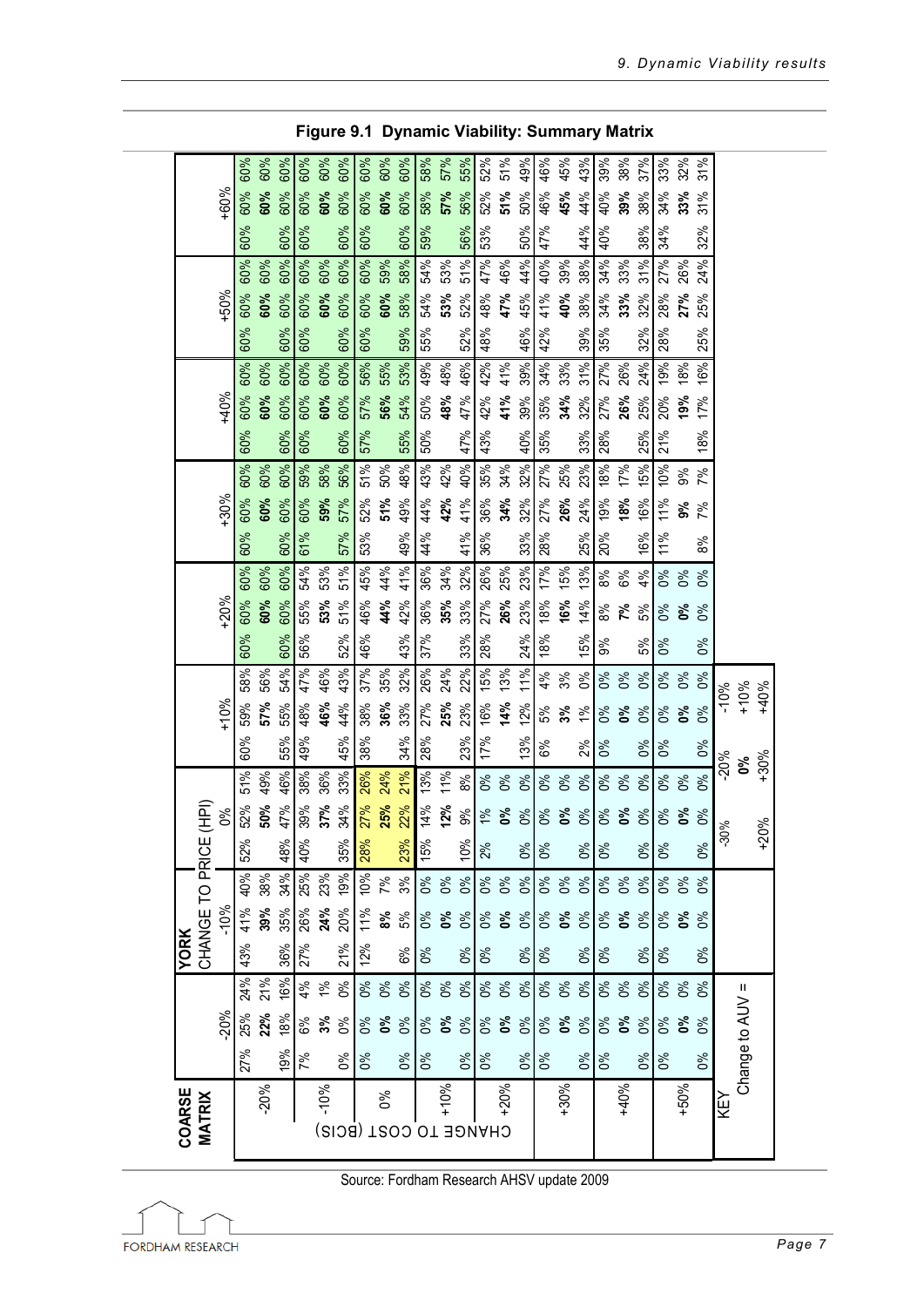**Figure 9.1 Dynamic Viability: Summary Matrix**

| COARSE MATRIX | YORK CHANGE TO PRICE (HPI) | | | | | | | | | | | | | | | | | | | | | | | | | | |
|---|---|---|---|---|---|---|---|---|---|---|---|---|---|---|---|---|---|---|---|---|---|---|---|---|---|---|---|
| CHANGE TO COST (BCIS) | -20% | | | -10% | | | 0% | | | +10% | | | +20% | | | +30% | | | +40% | | | +50% | | | +60% | | |
| -20% | 27% | 25% | 24% | 43% | 41% | 40% | 52% | 52% | 51% | 60% | 59% | 58% | 60% | 60% | 60% | 60% | 60% | 60% | 60% | 60% | 60% | 60% | 60% | 60% | 60% | 60% | 60% |
| | | **22%** | 21% | | **39%** | 38% | | **50%** | 49% | | **57%** | 56% | | **60%** | 60% | | **60%** | 60% | | **60%** | 60% | | **60%** | 60% | | **60%** | 60% |
| | 19% | 18% | 16% | 36% | 35% | 34% | 48% | 47% | 46% | 55% | 55% | 54% | 60% | 60% | 60% | 60% | 60% | 60% | 60% | 60% | 60% | 60% | 60% | 60% | 60% | 60% | 60% |
| -10% | 7% | 6% | 4% | 27% | 26% | 25% | 40% | 39% | 38% | 49% | 48% | 47% | 56% | 55% | 54% | 61% | 60% | 59% | 60% | 60% | 60% | 60% | 60% | 60% | 60% | 60% | 60% |
| | | **3%** | 1% | | **24%** | 23% | | **37%** | 36% | | **46%** | 46% | | **53%** | 53% | | **59%** | 58% | | **60%** | 60% | | **60%** | 60% | | **60%** | 60% |
| | 0% | 0% | 0% | 21% | 20% | 19% | 35% | 34% | 33% | 45% | 44% | 43% | 52% | 51% | 51% | 57% | 57% | 56% | 60% | 60% | 60% | 60% | 60% | 60% | 60% | 60% | 60% |
| 0% | 0% | 0% | 0% | 12% | 11% | 10% | 28% | 27% | 26% | 38% | 38% | 37% | 46% | 46% | 45% | 53% | 52% | 51% | 57% | 57% | 56% | 60% | 60% | 60% | 60% | 60% | 60% |
| | | **0%** | 0% | | **8%** | 7% | | **25%** | 24% | | **36%** | 35% | | **44%** | 44% | | **51%** | 50% | | **56%** | 55% | | **60%** | 59% | | **60%** | 60% |
| | 0% | 0% | 0% | 6% | 5% | 3% | 23% | 22% | 21% | 34% | 33% | 32% | 43% | 42% | 41% | 49% | 49% | 48% | 55% | 54% | 53% | 59% | 58% | 58% | 60% | 60% | 60% |
| +10% | 0% | 0% | 0% | 0% | 0% | 0% | 15% | 14% | 13% | 28% | 27% | 26% | 37% | 36% | 36% | 44% | 44% | 43% | 50% | 50% | 49% | 55% | 54% | 54% | 59% | 58% | 58% |
| | | **0%** | 0% | | **0%** | 0% | | **12%** | 11% | | **25%** | 24% | | **35%** | 34% | | **42%** | 42% | | **48%** | 48% | | **53%** | 53% | | **57%** | 57% |
| | 0% | 0% | 0% | 0% | 0% | 0% | 10% | 9% | 8% | 23% | 23% | 22% | 33% | 33% | 32% | 41% | 41% | 40% | 47% | 47% | 46% | 52% | 52% | 51% | 56% | 56% | 55% |
| +20% | 0% | 0% | 0% | 0% | 0% | 0% | 2% | 1% | 0% | 17% | 16% | 15% | 28% | 27% | 26% | 36% | 36% | 35% | 43% | 42% | 42% | 48% | 48% | 47% | 53% | 52% | 52% |
| | | **0%** | 0% | | **0%** | 0% | | **0%** | 0% | | **14%** | 13% | | **26%** | 25% | | **34%** | 34% | | **41%** | 41% | | **47%** | 46% | | **51%** | 51% |
| | 0% | 0% | 0% | 0% | 0% | 0% | 0% | 0% | 0% | 13% | 12% | 11% | 24% | 23% | 23% | 33% | 32% | 32% | 40% | 39% | 39% | 46% | 45% | 44% | 50% | 50% | 49% |
| +30% | 0% | 0% | 0% | 0% | 0% | 0% | 0% | 0% | 0% | 6% | 5% | 4% | 18% | 18% | 17% | 28% | 27% | 27% | 35% | 35% | 34% | 42% | 41% | 40% | 47% | 46% | 46% |
| | | **0%** | 0% | | **0%** | 0% | | **0%** | 0% | | **3%** | 3% | | **16%** | 15% | | **26%** | 25% | | **34%** | 33% | | **40%** | 39% | | **45%** | 45% |
| | 0% | 0% | 0% | 0% | 0% | 0% | 0% | 0% | 0% | 2% | 1% | 0% | 15% | 14% | 13% | 25% | 24% | 23% | 33% | 32% | 31% | 39% | 38% | 38% | 44% | 44% | 43% |
| +40% | 0% | 0% | 0% | 0% | 0% | 0% | 0% | 0% | 0% | 0% | 0% | 0% | 9% | 8% | 8% | 20% | 19% | 18% | 28% | 27% | 27% | 35% | 34% | 34% | 40% | 40% | 39% |
| | | **0%** | 0% | | **0%** | 0% | | **0%** | 0% | | **0%** | 0% | | **7%** | 6% | | **18%** | 17% | | **26%** | 26% | | **33%** | 33% | | **39%** | 38% |
| | 0% | 0% | 0% | 0% | 0% | 0% | 0% | 0% | 0% | 0% | 0% | 0% | 5% | 5% | 4% | 16% | 16% | 15% | 25% | 25% | 24% | 32% | 32% | 31% | 38% | 38% | 37% |
| +50% | 0% | 0% | 0% | 0% | 0% | 0% | 0% | 0% | 0% | 0% | 0% | 0% | 0% | 0% | 0% | 11% | 11% | 10% | 21% | 20% | 19% | 28% | 28% | 27% | 34% | 34% | 33% |
| | | **0%** | 0% | | **0%** | 0% | | **0%** | 0% | | **0%** | 0% | | **0%** | 0% | | **9%** | 9% | | **19%** | 18% | | **27%** | 26% | | **33%** | 32% |
| | 0% | 0% | 0% | 0% | 0% | 0% | 0% | 0% | 0% | 0% | 0% | 0% | 0% | 0% | 0% | 8% | 7% | 7% | 18% | 17% | 16% | 25% | 24% | 24% | 32% | 31% | 31% |

KEY

| Change to AUV = | | | |
|---|---|---|---|
| | -30% | -20% | -10% |
| | | **0%** | +10% |
| | +20% | +30% | +40% |

Source: Fordham Research AHSV update 2009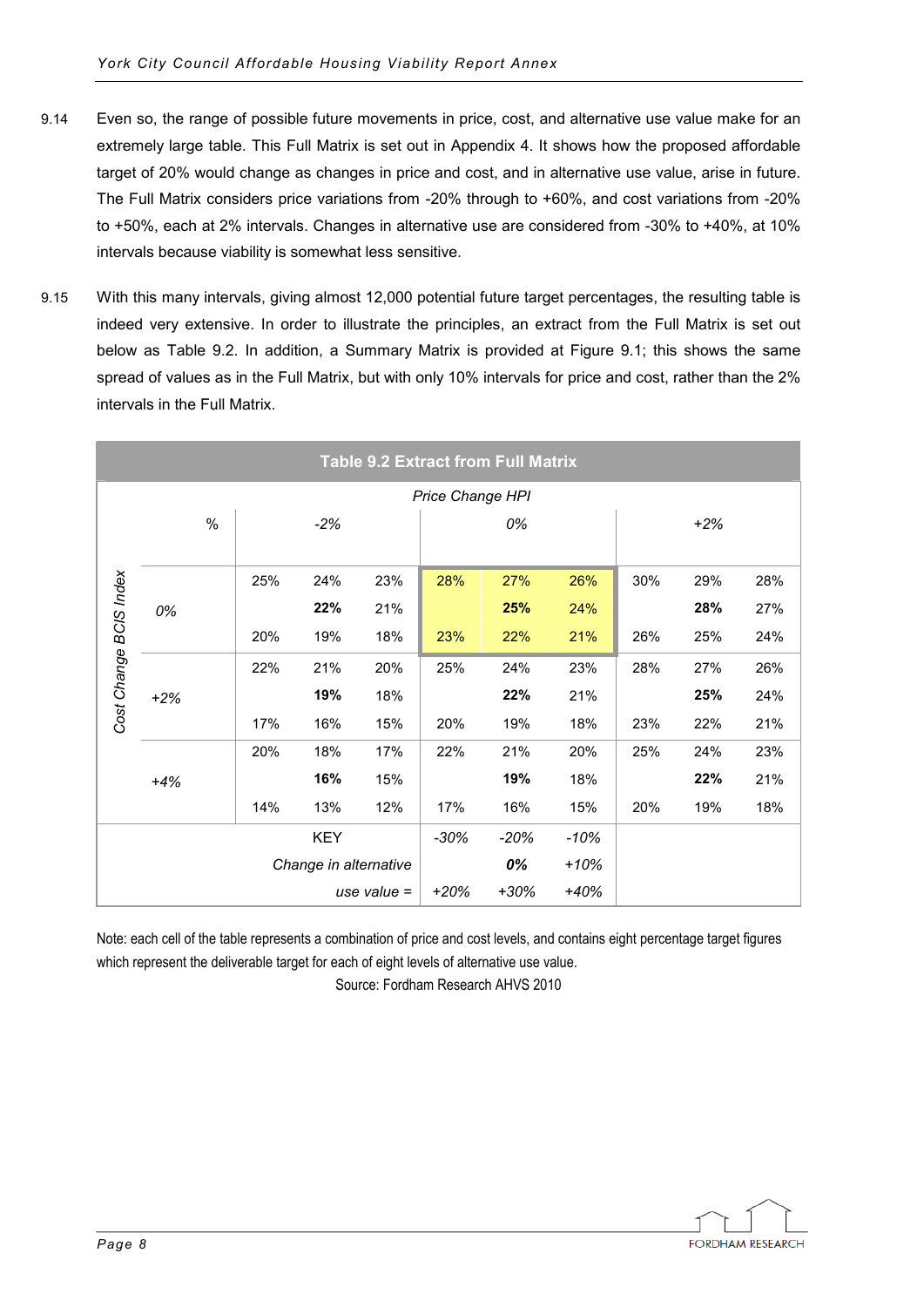9.14 Even so, the range of possible future movements in price, cost, and alternative use value make for an extremely large table. This Full Matrix is set out in Appendix 4. It shows how the proposed affordable target of 20% would change as changes in price and cost, and in alternative use value, arise in future. The Full Matrix considers price variations from -20% through to +60%, and cost variations from -20% to +50%, each at 2% intervals. Changes in alternative use are considered from -30% to +40%, at 10% intervals because viability is somewhat less sensitive.

9.15 With this many intervals, giving almost 12,000 potential future target percentages, the resulting table is indeed very extensive. In order to illustrate the principles, an extract from the Full Matrix is set out below as Table 9.2. In addition, a Summary Matrix is provided at Figure 9.1; this shows the same spread of values as in the Full Matrix, but with only 10% intervals for price and cost, rather than the 2% intervals in the Full Matrix.

**Table 9.2 Extract from Full Matrix**

| | | Price Change HPI | | | | | | | | |
|---|---|---|---|---|---|---|---|---|---|---|
| | % | -2% | | | 0% | | | +2% | | |
| Cost Change BCIS Index | 0% | 25% | 24% | 23% | 28% | 27% | 26% | 30% | 29% | 28% |
| | | | **22%** | 21% | | **25%** | 24% | | **28%** | 27% |
| | | 20% | 19% | 18% | 23% | 22% | 21% | 26% | 25% | 24% |
| | +2% | 22% | 21% | 20% | 25% | 24% | 23% | 28% | 27% | 26% |
| | | | **19%** | 18% | | **22%** | 21% | | **25%** | 24% |
| | | 17% | 16% | 15% | 20% | 19% | 18% | 23% | 22% | 21% |
| | +4% | 20% | 18% | 17% | 22% | 21% | 20% | 25% | 24% | 23% |
| | | | **16%** | 15% | | **19%** | 18% | | **22%** | 21% |
| | | 14% | 13% | 12% | 17% | 16% | 15% | 20% | 19% | 18% |

| KEY | | | |
|---|---|---|---|
| Change in alternative use value = | -30% | -20% | -10% |
| | | **0%** | +10% |
| | +20% | +30% | +40% |

Note: each cell of the table represents a combination of price and cost levels, and contains eight percentage target figures which represent the deliverable target for each of eight levels of alternative use value.

Source: Fordham Research AHVS 2010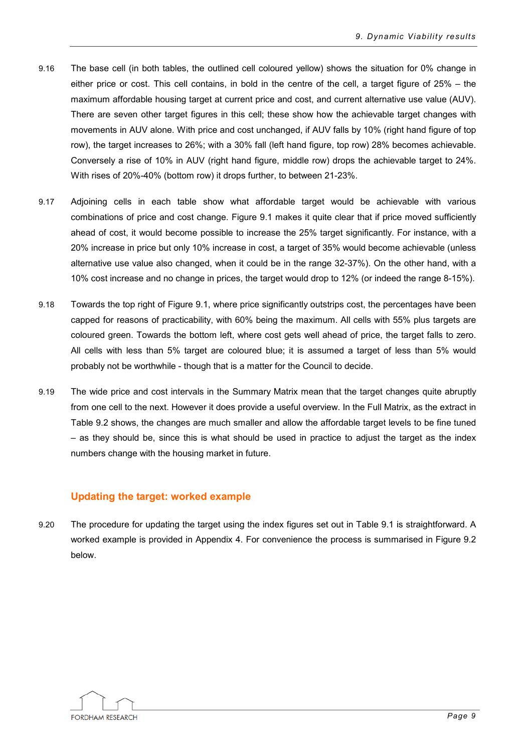9.16 The base cell (in both tables, the outlined cell coloured yellow) shows the situation for 0% change in either price or cost. This cell contains, in bold in the centre of the cell, a target figure of 25% – the maximum affordable housing target at current price and cost, and current alternative use value (AUV). There are seven other target figures in this cell; these show how the achievable target changes with movements in AUV alone. With price and cost unchanged, if AUV falls by 10% (right hand figure of top row), the target increases to 26%; with a 30% fall (left hand figure, top row) 28% becomes achievable. Conversely a rise of 10% in AUV (right hand figure, middle row) drops the achievable target to 24%. With rises of 20%-40% (bottom row) it drops further, to between 21-23%.

9.17 Adjoining cells in each table show what affordable target would be achievable with various combinations of price and cost change. Figure 9.1 makes it quite clear that if price moved sufficiently ahead of cost, it would become possible to increase the 25% target significantly. For instance, with a 20% increase in price but only 10% increase in cost, a target of 35% would become achievable (unless alternative use value also changed, when it could be in the range 32-37%). On the other hand, with a 10% cost increase and no change in prices, the target would drop to 12% (or indeed the range 8-15%).

9.18 Towards the top right of Figure 9.1, where price significantly outstrips cost, the percentages have been capped for reasons of practicability, with 60% being the maximum. All cells with 55% plus targets are coloured green. Towards the bottom left, where cost gets well ahead of price, the target falls to zero. All cells with less than 5% target are coloured blue; it is assumed a target of less than 5% would probably not be worthwhile - though that is a matter for the Council to decide.

9.19 The wide price and cost intervals in the Summary Matrix mean that the target changes quite abruptly from one cell to the next. However it does provide a useful overview. In the Full Matrix, as the extract in Table 9.2 shows, the changes are much smaller and allow the affordable target levels to be fine tuned – as they should be, since this is what should be used in practice to adjust the target as the index numbers change with the housing market in future.

## Updating the target: worked example

9.20 The procedure for updating the target using the index figures set out in Table 9.1 is straightforward. A worked example is provided in Appendix 4. For convenience the process is summarised in Figure 9.2 below.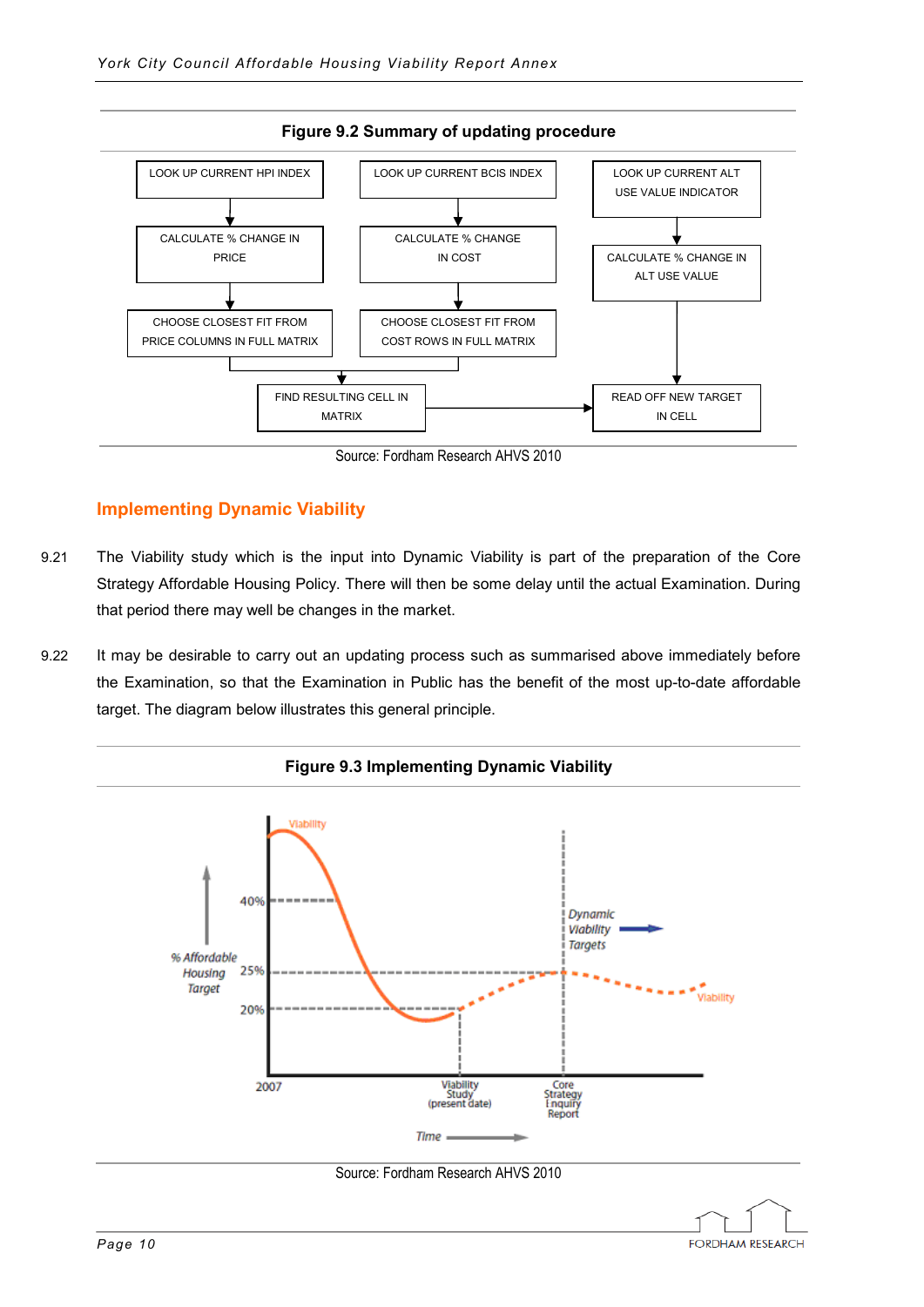**Figure 9.2 Summary of updating procedure**

LOOK UP CURRENT HPI INDEX → CALCULATE % CHANGE IN PRICE → CHOOSE CLOSEST FIT FROM PRICE COLUMNS IN FULL MATRIX

LOOK UP CURRENT BCIS INDEX → CALCULATE % CHANGE IN COST → CHOOSE CLOSEST FIT FROM COST ROWS IN FULL MATRIX

→ FIND RESULTING CELL IN MATRIX

LOOK UP CURRENT ALT USE VALUE INDICATOR → CALCULATE % CHANGE IN ALT USE VALUE

→ READ OFF NEW TARGET IN CELL

Source: Fordham Research AHVS 2010

## Implementing Dynamic Viability

9.21 The Viability study which is the input into Dynamic Viability is part of the preparation of the Core Strategy Affordable Housing Policy. There will then be some delay until the actual Examination. During that period there may well be changes in the market.

9.22 It may be desirable to carry out an updating process such as summarised above immediately before the Examination, so that the Examination in Public has the benefit of the most up-to-date affordable target. The diagram below illustrates this general principle.

**Figure 9.3 Implementing Dynamic Viability**

Source: Fordham Research AHVS 2010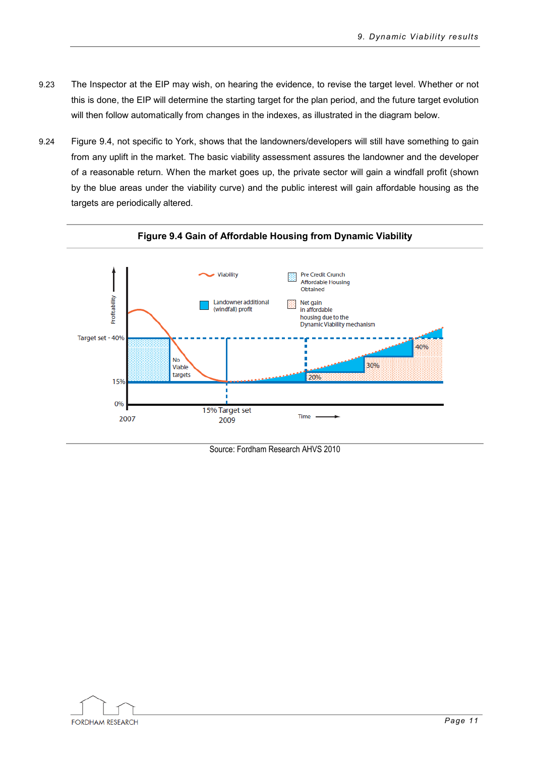9.23 The Inspector at the EIP may wish, on hearing the evidence, to revise the target level. Whether or not this is done, the EIP will determine the starting target for the plan period, and the future target evolution will then follow automatically from changes in the indexes, as illustrated in the diagram below.

9.24 Figure 9.4, not specific to York, shows that the landowners/developers will still have something to gain from any uplift in the market. The basic viability assessment assures the landowner and the developer of a reasonable return. When the market goes up, the private sector will gain a windfall profit (shown by the blue areas under the viability curve) and the public interest will gain affordable housing as the targets are periodically altered.

**Figure 9.4 Gain of Affordable Housing from Dynamic Viability**

Source: Fordham Research AHVS 2010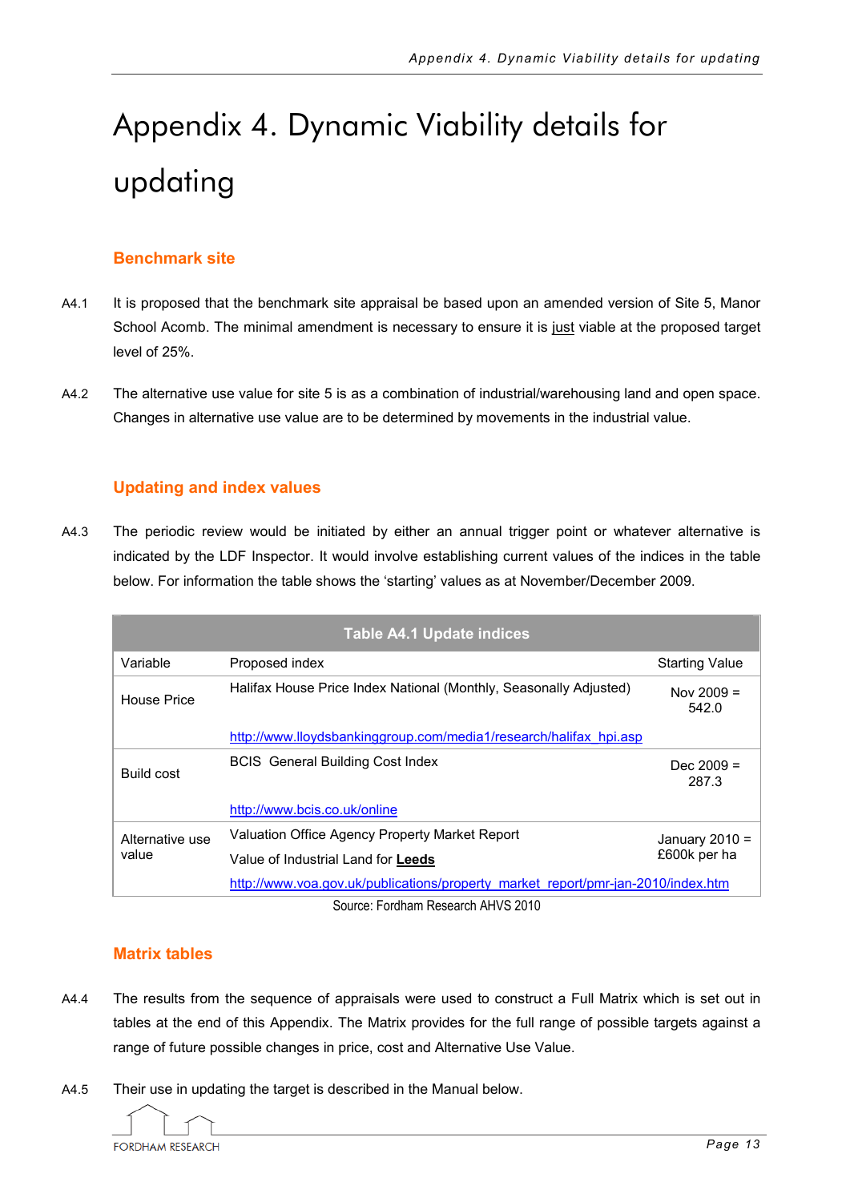# Appendix 4. Dynamic Viability details for updating

## Benchmark site

A4.1 It is proposed that the benchmark site appraisal be based upon an amended version of Site 5, Manor School Acomb. The minimal amendment is necessary to ensure it is just viable at the proposed target level of 25%.

A4.2 The alternative use value for site 5 is as a combination of industrial/warehousing land and open space. Changes in alternative use value are to be determined by movements in the industrial value.

## Updating and index values

A4.3 The periodic review would be initiated by either an annual trigger point or whatever alternative is indicated by the LDF Inspector. It would involve establishing current values of the indices in the table below. For information the table shows the 'starting' values as at November/December 2009.

**Table A4.1 Update indices**

| Variable | Proposed index | Starting Value |
|---|---|---|
| House Price | Halifax House Price Index National (Monthly, Seasonally Adjusted) http://www.lloydsbankinggroup.com/media1/research/halifax_hpi.asp | Nov 2009 = 542.0 |
| Build cost | BCIS General Building Cost Index http://www.bcis.co.uk/online | Dec 2009 = 287.3 |
| Alternative use value | Valuation Office Agency Property Market Report Value of Industrial Land for **Leeds** http://www.voa.gov.uk/publications/property_market_report/pmr-jan-2010/index.htm | January 2010 = £600k per ha |

Source: Fordham Research AHVS 2010

## Matrix tables

A4.4 The results from the sequence of appraisals were used to construct a Full Matrix which is set out in tables at the end of this Appendix. The Matrix provides for the full range of possible targets against a range of future possible changes in price, cost and Alternative Use Value.

A4.5 Their use in updating the target is described in the Manual below.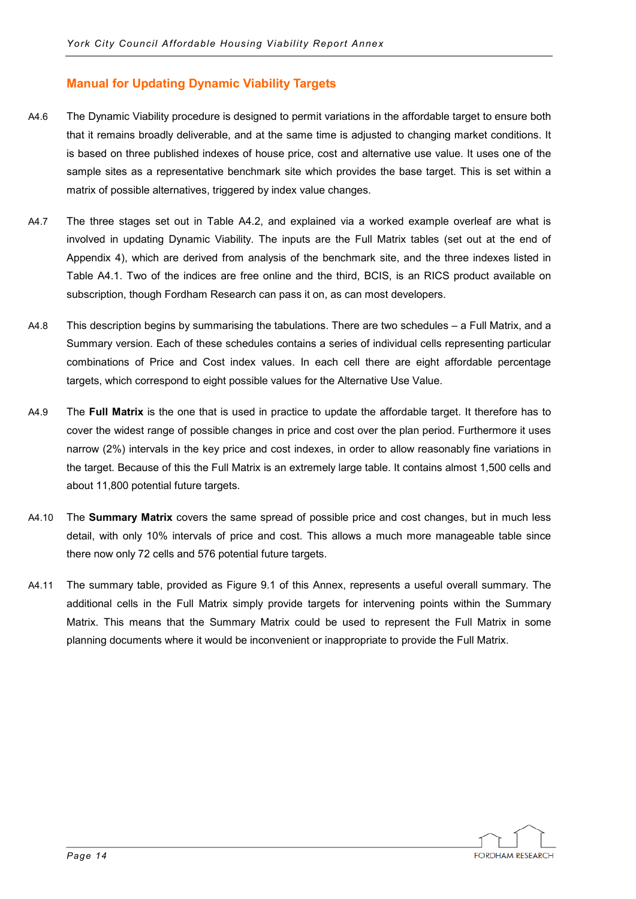## Manual for Updating Dynamic Viability Targets

A4.6 The Dynamic Viability procedure is designed to permit variations in the affordable target to ensure both that it remains broadly deliverable, and at the same time is adjusted to changing market conditions. It is based on three published indexes of house price, cost and alternative use value. It uses one of the sample sites as a representative benchmark site which provides the base target. This is set within a matrix of possible alternatives, triggered by index value changes.

A4.7 The three stages set out in Table A4.2, and explained via a worked example overleaf are what is involved in updating Dynamic Viability. The inputs are the Full Matrix tables (set out at the end of Appendix 4), which are derived from analysis of the benchmark site, and the three indexes listed in Table A4.1. Two of the indices are free online and the third, BCIS, is an RICS product available on subscription, though Fordham Research can pass it on, as can most developers.

A4.8 This description begins by summarising the tabulations. There are two schedules – a Full Matrix, and a Summary version. Each of these schedules contains a series of individual cells representing particular combinations of Price and Cost index values. In each cell there are eight affordable percentage targets, which correspond to eight possible values for the Alternative Use Value.

A4.9 The **Full Matrix** is the one that is used in practice to update the affordable target. It therefore has to cover the widest range of possible changes in price and cost over the plan period. Furthermore it uses narrow (2%) intervals in the key price and cost indexes, in order to allow reasonably fine variations in the target. Because of this the Full Matrix is an extremely large table. It contains almost 1,500 cells and about 11,800 potential future targets.

A4.10 The **Summary Matrix** covers the same spread of possible price and cost changes, but in much less detail, with only 10% intervals of price and cost. This allows a much more manageable table since there now only 72 cells and 576 potential future targets.

A4.11 The summary table, provided as Figure 9.1 of this Annex, represents a useful overall summary. The additional cells in the Full Matrix simply provide targets for intervening points within the Summary Matrix. This means that the Summary Matrix could be used to represent the Full Matrix in some planning documents where it would be inconvenient or inappropriate to provide the Full Matrix.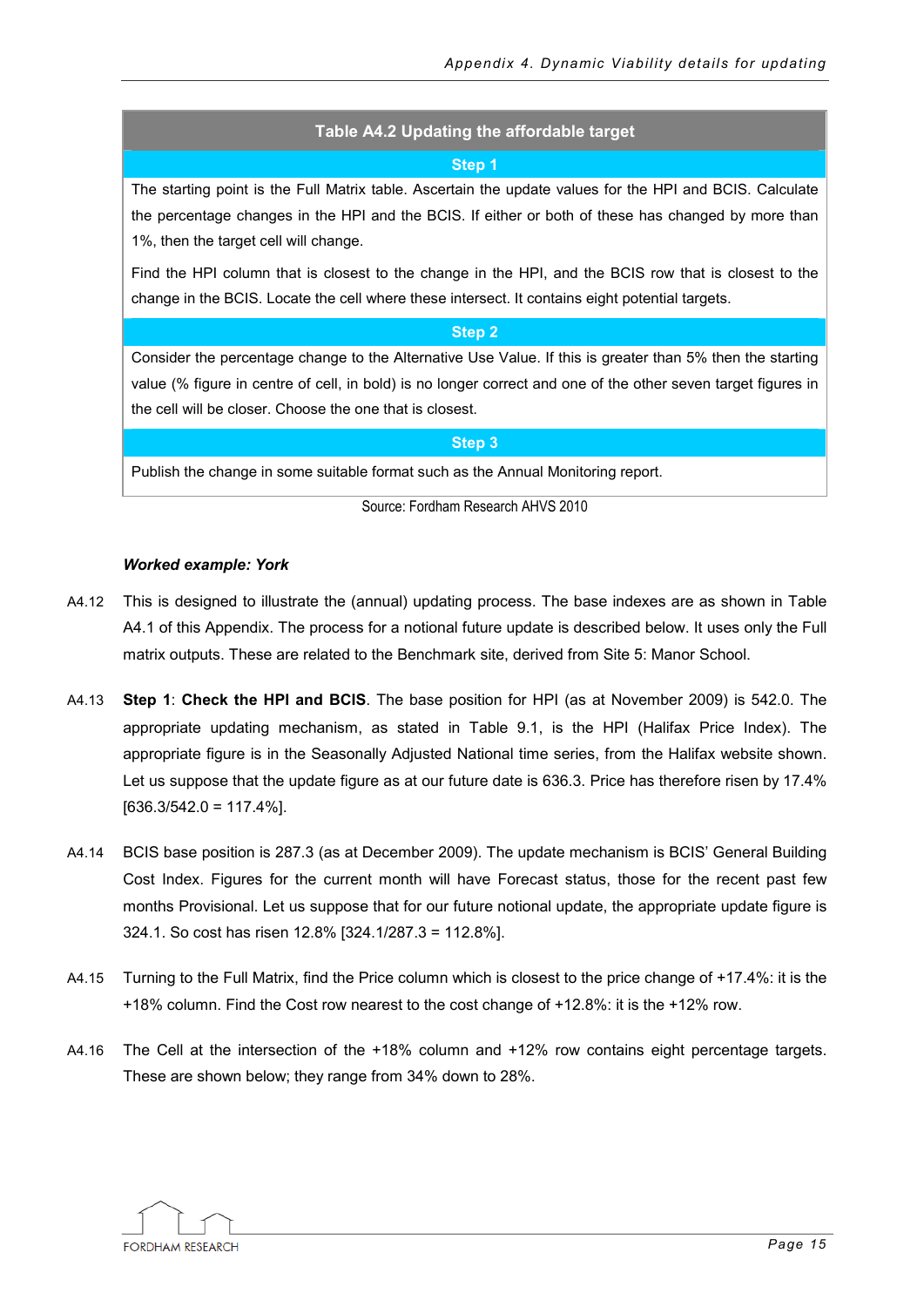**Table A4.2 Updating the affordable target**

| Step 1 |
|---|
| The starting point is the Full Matrix table. Ascertain the update values for the HPI and BCIS. Calculate the percentage changes in the HPI and the BCIS. If either or both of these has changed by more than 1%, then the target cell will change. Find the HPI column that is closest to the change in the HPI, and the BCIS row that is closest to the change in the BCIS. Locate the cell where these intersect. It contains eight potential targets. |
| **Step 2** |
| Consider the percentage change to the Alternative Use Value. If this is greater than 5% then the starting value (% figure in centre of cell, in bold) is no longer correct and one of the other seven target figures in the cell will be closer. Choose the one that is closest. |
| **Step 3** |
| Publish the change in some suitable format such as the Annual Monitoring report. |

Source: Fordham Research AHVS 2010

***Worked example: York***

A4.12 This is designed to illustrate the (annual) updating process. The base indexes are as shown in Table A4.1 of this Appendix. The process for a notional future update is described below. It uses only the Full matrix outputs. These are related to the Benchmark site, derived from Site 5: Manor School.

A4.13 **Step 1**: **Check the HPI and BCIS**. The base position for HPI (as at November 2009) is 542.0. The appropriate updating mechanism, as stated in Table 9.1, is the HPI (Halifax Price Index). The appropriate figure is in the Seasonally Adjusted National time series, from the Halifax website shown. Let us suppose that the update figure as at our future date is 636.3. Price has therefore risen by 17.4% [636.3/542.0 = 117.4%].

A4.14 BCIS base position is 287.3 (as at December 2009). The update mechanism is BCIS' General Building Cost Index. Figures for the current month will have Forecast status, those for the recent past few months Provisional. Let us suppose that for our future notional update, the appropriate update figure is 324.1. So cost has risen 12.8% [324.1/287.3 = 112.8%].

A4.15 Turning to the Full Matrix, find the Price column which is closest to the price change of +17.4%: it is the +18% column. Find the Cost row nearest to the cost change of +12.8%: it is the +12% row.

A4.16 The Cell at the intersection of the +18% column and +12% row contains eight percentage targets. These are shown below; they range from 34% down to 28%.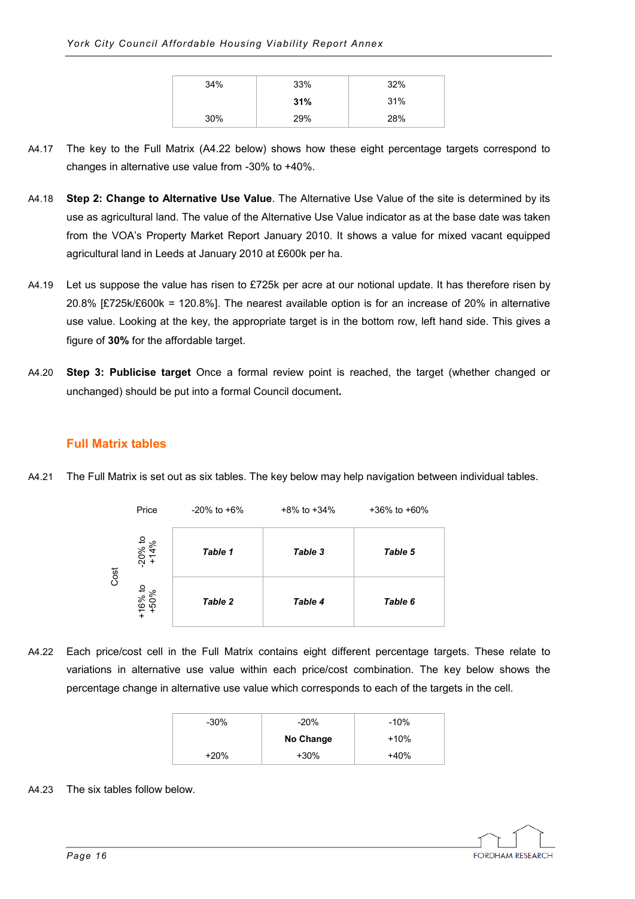| 34% | 33% | 32% |
|---|---|---|
| | **31%** | 31% |
| 30% | 29% | 28% |

A4.17 The key to the Full Matrix (A4.22 below) shows how these eight percentage targets correspond to changes in alternative use value from -30% to +40%.

A4.18 **Step 2: Change to Alternative Use Value**. The Alternative Use Value of the site is determined by its use as agricultural land. The value of the Alternative Use Value indicator as at the base date was taken from the VOA's Property Market Report January 2010. It shows a value for mixed vacant equipped agricultural land in Leeds at January 2010 at £600k per ha.

A4.19 Let us suppose the value has risen to £725k per acre at our notional update. It has therefore risen by 20.8% [£725k/£600k = 120.8%]. The nearest available option is for an increase of 20% in alternative use value. Looking at the key, the appropriate target is in the bottom row, left hand side. This gives a figure of **30%** for the affordable target.

A4.20 **Step 3: Publicise target** Once a formal review point is reached, the target (whether changed or unchanged) should be put into a formal Council document**.**

## Full Matrix tables

A4.21 The Full Matrix is set out as six tables. The key below may help navigation between individual tables.

| Cost / Price | -20% to +6% | +8% to +34% | +36% to +60% |
|---|---|---|---|
| -20% to +14% | ***Table 1*** | ***Table 3*** | ***Table 5*** |
| +16% to +50% | ***Table 2*** | ***Table 4*** | ***Table 6*** |

A4.22 Each price/cost cell in the Full Matrix contains eight different percentage targets. These relate to variations in alternative use value within each price/cost combination. The key below shows the percentage change in alternative use value which corresponds to each of the targets in the cell.

| -30% | -20% | -10% |
|---|---|---|
| | **No Change** | +10% |
| +20% | +30% | +40% |

A4.23 The six tables follow below.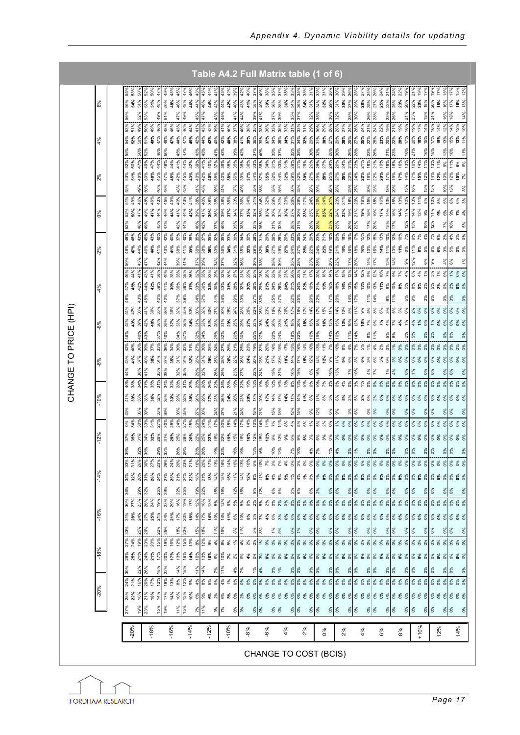## Table A4.2 Full Matrix table (1 of 6)

The rows give the change to cost (BCIS) and the columns give the change to price (HPI). The cell values are too small to read reliably in this image, so they are left blank.

| CHANGE TO COST (BCIS) | CHANGE TO PRICE (HPI) -20% | -18% | -16% | -14% | -12% | -10% | -8% | -6% | -4% | -2% | 0% | 2% | 4% | 6% |
|---|---|---|---|---|---|---|---|---|---|---|---|---|---|---|
| -20% | | | | | | | | | | | | | | |
| -18% | | | | | | | | | | | | | | |
| -16% | | | | | | | | | | | | | | |
| -14% | | | | | | | | | | | | | | |
| -12% | | | | | | | | | | | | | | |
| -10% | | | | | | | | | | | | | | |
| -8% | | | | | | | | | | | | | | |
| -6% | | | | | | | | | | | | | | |
| -4% | | | | | | | | | | | | | | |
| -2% | | | | | | | | | | | | | | |
| 0% | | | | | | | | | | | | | | |
| 2% | | | | | | | | | | | | | | |
| 4% | | | | | | | | | | | | | | |
| 6% | | | | | | | | | | | | | | |
| 8% | | | | | | | | | | | | | | |
| +10% | | | | | | | | | | | | | | |
| 12% | | | | | | | | | | | | | | |
| 14% | | | | | | | | | | | | | | |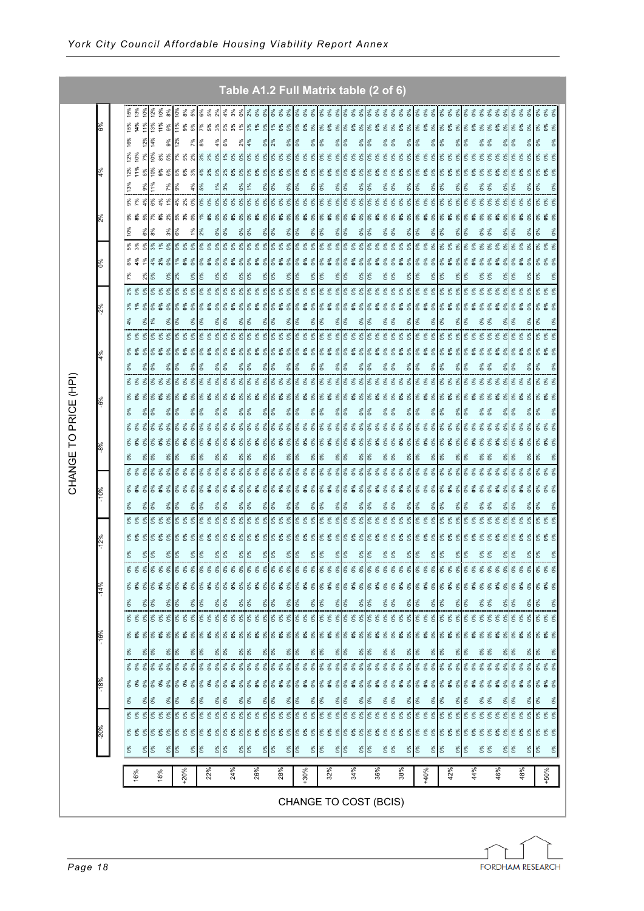# Table A1.2 Full Matrix table (2 of 6)

Rows: CHANGE TO PRICE (HPI). Columns: CHANGE TO COST (BCIS). Each cell shows the central (bold) value.

| CHANGE TO PRICE (HPI) | 16% | 18% | +20% | 22% | 24% | 26% | 28% | +30% | 32% | 34% | 36% | 38% | +40% | 42% | 44% | 46% | 48% | +50% |
|---|---|---|---|---|---|---|---|---|---|---|---|---|---|---|---|---|---|---|
| 6% | 14% | 11% | 9% | 5% | 3% | 1% | 0% | 0% | 0% | 0% | 0% | 0% | 0% | 0% | 0% | 0% | 0% | 0% |
| 4% | 11% | 9% | 6% | 2% | 0% | 0% | 0% | 0% | 0% | 0% | 0% | 0% | 0% | 0% | 0% | 0% | 0% | 0% |
| 2% | 8% | 6% | 3% | 0% | 0% | 0% | 0% | 0% | 0% | 0% | 0% | 0% | 0% | 0% | 0% | 0% | 0% | 0% |
| 0% | 4% | 2% | 1% | 0% | 0% | 0% | 0% | 0% | 0% | 0% | 0% | 0% | 0% | 0% | 0% | 0% | 0% | 0% |
| -2% | 1% | 0% | 0% | 0% | 0% | 0% | 0% | 0% | 0% | 0% | 0% | 0% | 0% | 0% | 0% | 0% | 0% | 0% |
| -4% | 0% | 0% | 0% | 0% | 0% | 0% | 0% | 0% | 0% | 0% | 0% | 0% | 0% | 0% | 0% | 0% | 0% | 0% |
| -6% | 0% | 0% | 0% | 0% | 0% | 0% | 0% | 0% | 0% | 0% | 0% | 0% | 0% | 0% | 0% | 0% | 0% | 0% |
| -8% | 0% | 0% | 0% | 0% | 0% | 0% | 0% | 0% | 0% | 0% | 0% | 0% | 0% | 0% | 0% | 0% | 0% | 0% |
| -10% | 0% | 0% | 0% | 0% | 0% | 0% | 0% | 0% | 0% | 0% | 0% | 0% | 0% | 0% | 0% | 0% | 0% | 0% |
| -12% | 0% | 0% | 0% | 0% | 0% | 0% | 0% | 0% | 0% | 0% | 0% | 0% | 0% | 0% | 0% | 0% | 0% | 0% |
| -14% | 0% | 0% | 0% | 0% | 0% | 0% | 0% | 0% | 0% | 0% | 0% | 0% | 0% | 0% | 0% | 0% | 0% | 0% |
| -16% | 0% | 0% | 0% | 0% | 0% | 0% | 0% | 0% | 0% | 0% | 0% | 0% | 0% | 0% | 0% | 0% | 0% | 0% |
| -18% | 0% | 0% | 0% | 0% | 0% | 0% | 0% | 0% | 0% | 0% | 0% | 0% | 0% | 0% | 0% | 0% | 0% | 0% |
| -20% | 0% | 0% | 0% | 0% | 0% | 0% | 0% | 0% | 0% | 0% | 0% | 0% | 0% | 0% | 0% | 0% | 0% | 0% |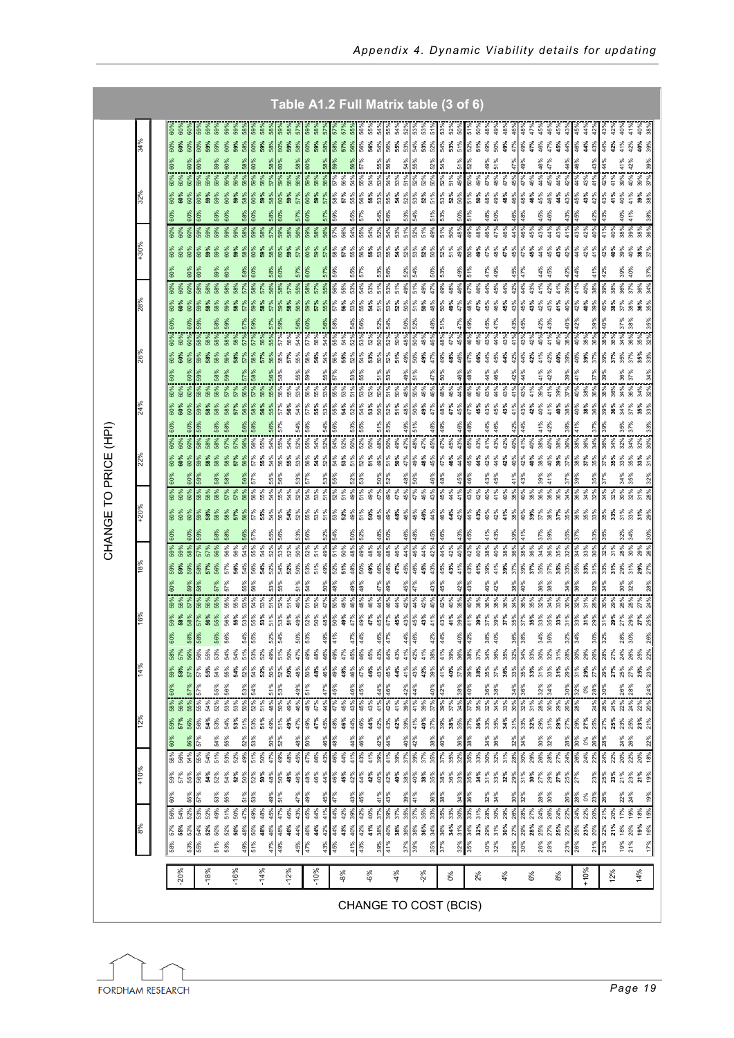*Appendix 4. Dynamic Viability details for updating*

## Table A1.2 Full Matrix table (3 of 6)

The cell values in this matrix are too small to read reliably from the page image and have been left blank. Only the table title, axis labels and row and column headers are transcribed.

| CHANGE TO COST (BCIS) \ CHANGE TO PRICE (HPI) | 8% | +10% | 12% | 14% | 16% | 18% | +20% | 22% | 24% | 26% | 28% | +30% | 32% | 34% |
|---|---|---|---|---|---|---|---|---|---|---|---|---|---|---|
| -20% | | | | | | | | | | | | | | |
| -18% | | | | | | | | | | | | | | |
| -16% | | | | | | | | | | | | | | |
| -14% | | | | | | | | | | | | | | |
| -12% | | | | | | | | | | | | | | |
| -10% | | | | | | | | | | | | | | |
| -8% | | | | | | | | | | | | | | |
| -6% | | | | | | | | | | | | | | |
| -4% | | | | | | | | | | | | | | |
| -2% | | | | | | | | | | | | | | |
| 0% | | | | | | | | | | | | | | |
| 2% | | | | | | | | | | | | | | |
| 4% | | | | | | | | | | | | | | |
| 6% | | | | | | | | | | | | | | |
| 8% | | | | | | | | | | | | | | |
| +10% | | | | | | | | | | | | | | |
| 12% | | | | | | | | | | | | | | |
| 14% | | | | | | | | | | | | | | |

FORDHAM RESEARCH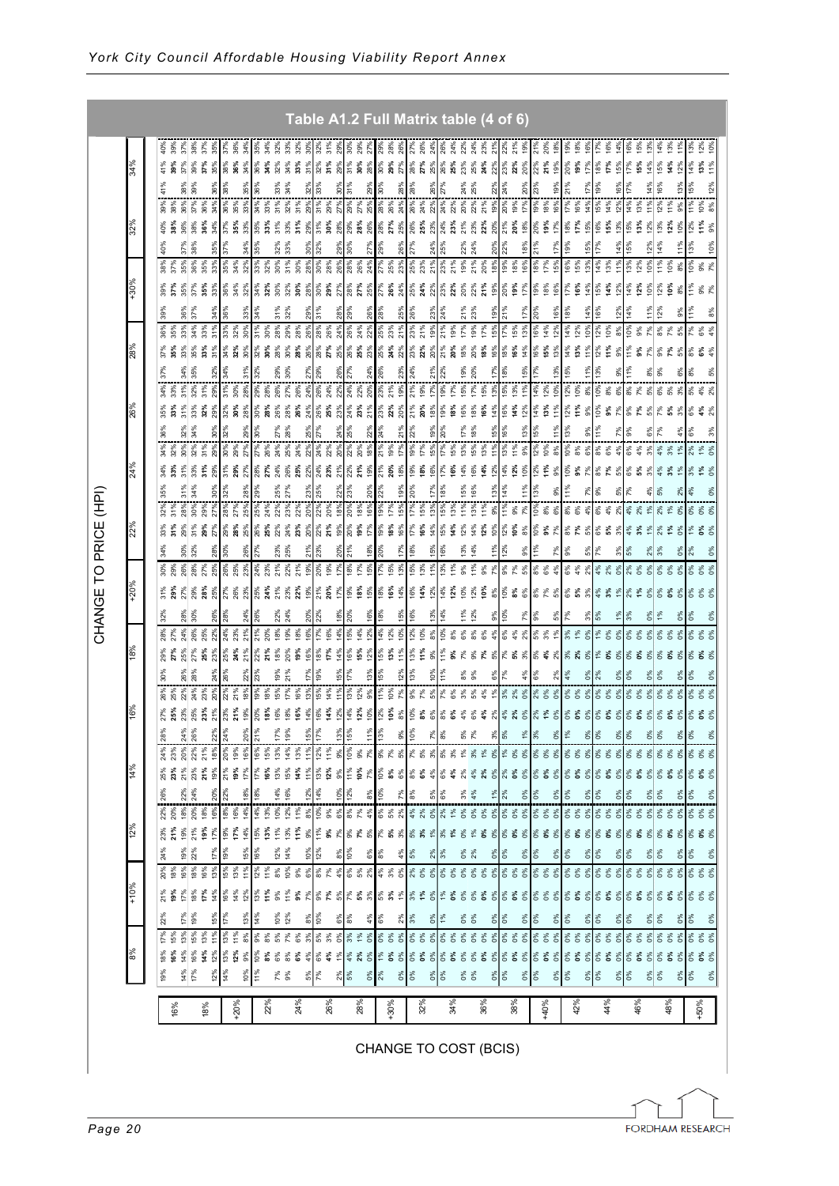## Table A1.2 Full Matrix table (4 of 6)

CHANGE TO PRICE (HPI)

| | 8% | +10% | 12% | 14% | 16% | 18% | +20% | 22% | 24% | 26% | 28% | +30% | 32% | 34% |
|---|---|---|---|---|---|---|---|---|---|---|---|---|---|---|
| 16% | | | | | | | | | | | | | | |
| 18% | | | | | | | | | | | | | | |
| +20% | | | | | | | | | | | | | | |
| 22% | | | | | | | | | | | | | | |
| 24% | | | | | | | | | | | | | | |
| 26% | | | | | | | | | | | | | | |
| 28% | | | | | | | | | | | | | | |
| +30% | | | | | | | | | | | | | | |
| 32% | | | | | | | | | | | | | | |
| 34% | | | | | | | | | | | | | | |
| 36% | | | | | | | | | | | | | | |
| 38% | | | | | | | | | | | | | | |
| +40% | | | | | | | | | | | | | | |
| 42% | | | | | | | | | | | | | | |
| 44% | | | | | | | | | | | | | | |
| 46% | | | | | | | | | | | | | | |
| 48% | | | | | | | | | | | | | | |
| +50% | | | | | | | | | | | | | | |

CHANGE TO COST (BCIS)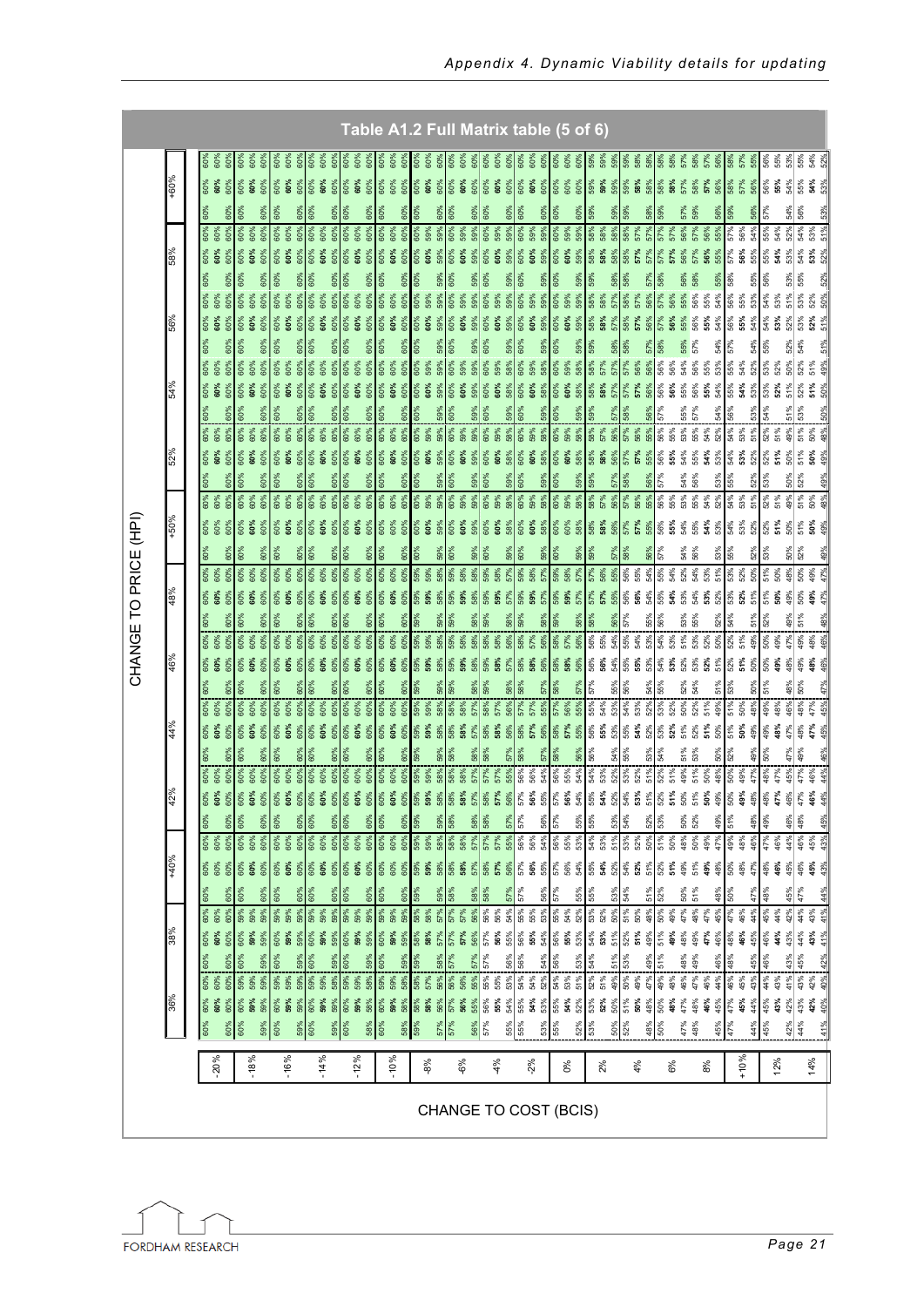## Table A1.2 Full Matrix table (5 of 6)

| CHANGE TO COST (BCIS) \ CHANGE TO PRICE (HPI) | 36% | 38% | +40% | 42% | 44% | 46% | 48% | +50% | 52% | 54% | 56% | 58% | +60% |
|---|---|---|---|---|---|---|---|---|---|---|---|---|---|
| -20% | | | | | | | | | | | | | |
| -18% | | | | | | | | | | | | | |
| -16% | | | | | | | | | | | | | |
| -14% | | | | | | | | | | | | | |
| -12% | | | | | | | | | | | | | |
| -10% | | | | | | | | | | | | | |
| -8% | | | | | | | | | | | | | |
| -6% | | | | | | | | | | | | | |
| -4% | | | | | | | | | | | | | |
| -2% | | | | | | | | | | | | | |
| 0% | | | | | | | | | | | | | |
| 2% | | | | | | | | | | | | | |
| 4% | | | | | | | | | | | | | |
| 6% | | | | | | | | | | | | | |
| 8% | | | | | | | | | | | | | |
| +10% | | | | | | | | | | | | | |
| 12% | | | | | | | | | | | | | |
| 14% | | | | | | | | | | | | | |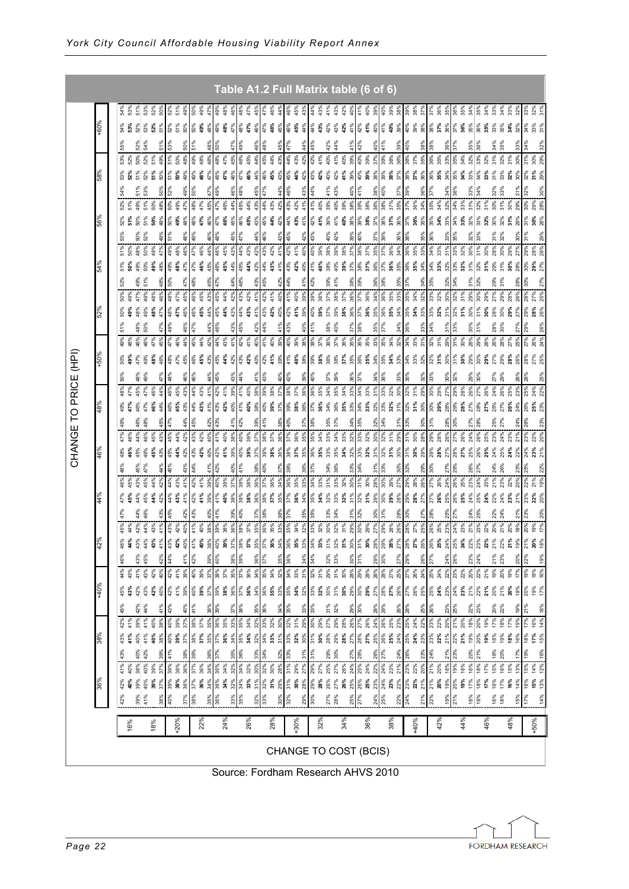## Table A1.2 Full Matrix table (6 of 6)

CHANGE TO PRICE (HPI)

36% | 38% | +40% | 42% | 44% | 46% | 48% | +50% | 52% | 54% | 56% | 58% | +60%

CHANGE TO COST (BCIS)

16% | 18% | +20% | 22% | 24% | 26% | 28% | +30% | 32% | 34% | 36% | 38% | +40% | 42% | 44% | 46% | 48% | +50%

Source: Fordham Research AHVS 2010